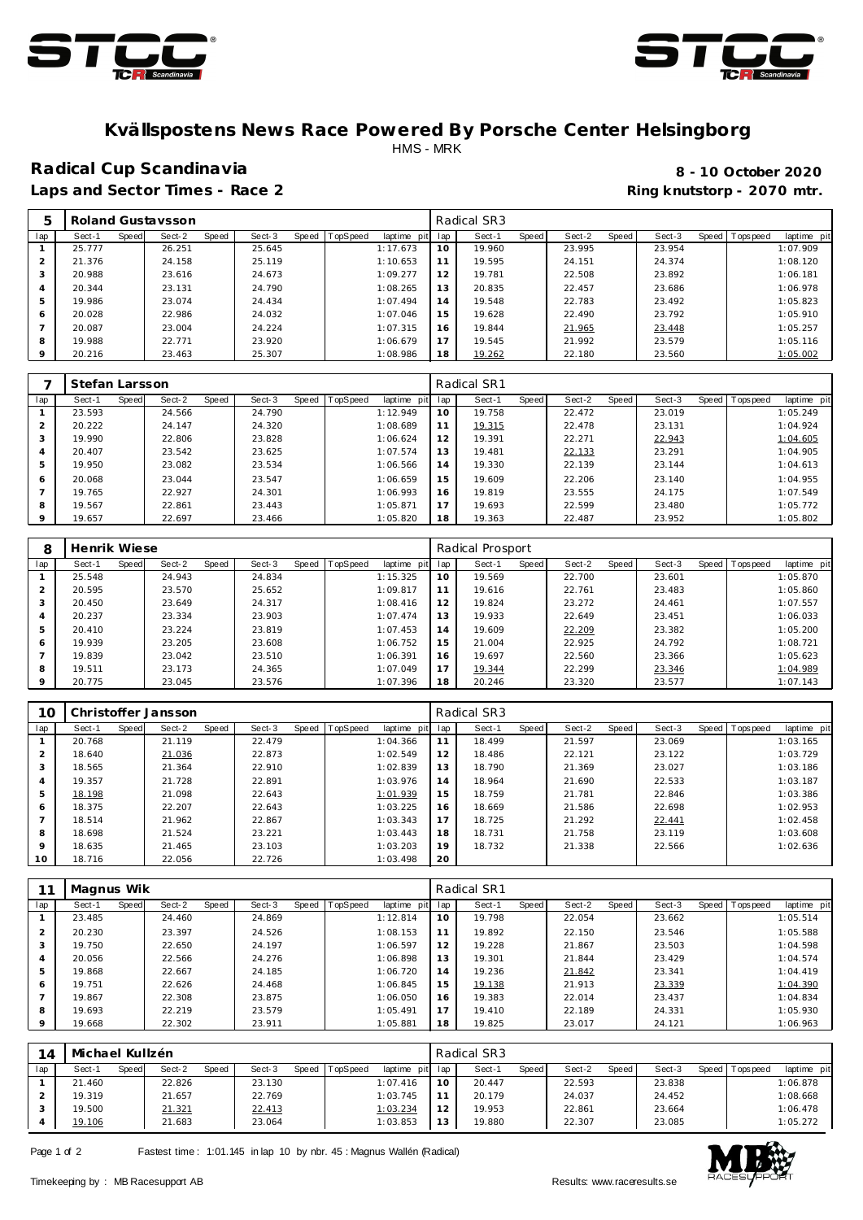# Kvällspostens News Race Powered By Porsche Center Helsingborg

HMS - MRK

## Radical Cup Scandinavia

**8 - 10 October 2020**

**Laps and Sector Times - Race 2**

**Ring knutstorp - 2070 mtr.**

| 5 | Roland Gustavsson | | | | | | | | Radical SR3 | | | | | | | | |
|---|---|---|---|---|---|---|---|---|---|---|---|---|---|---|---|---|---|
| lap | Sect-1 | Speed | Sect-2 | Speed | Sect-3 | Speed | TopSpeed | laptime pit | lap | Sect-1 | Speed | Sect-2 | Speed | Sect-3 | Speed | Topspeed | laptime pit |
| 1 | 25.777 | | 26.251 | | 25.645 | | | 1:17.673 | 10 | 19.960 | | 23.995 | | 23.954 | | | 1:07.909 |
| 2 | 21.376 | | 24.158 | | 25.119 | | | 1:10.653 | 11 | 19.595 | | 24.151 | | 24.374 | | | 1:08.120 |
| 3 | 20.988 | | 23.616 | | 24.673 | | | 1:09.277 | 12 | 19.781 | | 22.508 | | 23.892 | | | 1:06.181 |
| 4 | 20.344 | | 23.131 | | 24.790 | | | 1:08.265 | 13 | 20.835 | | 22.457 | | 23.686 | | | 1:06.978 |
| 5 | 19.986 | | 23.074 | | 24.434 | | | 1:07.494 | 14 | 19.548 | | 22.783 | | 23.492 | | | 1:05.823 |
| 6 | 20.028 | | 22.986 | | 24.032 | | | 1:07.046 | 15 | 19.628 | | 22.490 | | 23.792 | | | 1:05.910 |
| 7 | 20.087 | | 23.004 | | 24.224 | | | 1:07.315 | 16 | 19.844 | | 21.965 | | 23.448 | | | 1:05.257 |
| 8 | 19.988 | | 22.771 | | 23.920 | | | 1:06.679 | 17 | 19.545 | | 21.992 | | 23.579 | | | 1:05.116 |
| 9 | 20.216 | | 23.463 | | 25.307 | | | 1:08.986 | 18 | 19.262 | | 22.180 | | 23.560 | | | 1:05.002 |

| 7 | Stefan Larsson | | | | | | | | Radical SR1 | | | | | | | | |
|---|---|---|---|---|---|---|---|---|---|---|---|---|---|---|---|---|---|
| lap | Sect-1 | Speed | Sect-2 | Speed | Sect-3 | Speed | TopSpeed | laptime pit | lap | Sect-1 | Speed | Sect-2 | Speed | Sect-3 | Speed | Topspeed | laptime pit |
| 1 | 23.593 | | 24.566 | | 24.790 | | | 1:12.949 | 10 | 19.758 | | 22.472 | | 23.019 | | | 1:05.249 |
| 2 | 20.222 | | 24.147 | | 24.320 | | | 1:08.689 | 11 | 19.315 | | 22.478 | | 23.131 | | | 1:04.924 |
| 3 | 19.990 | | 22.806 | | 23.828 | | | 1:06.624 | 12 | 19.391 | | 22.271 | | 22.943 | | | 1:04.605 |
| 4 | 20.407 | | 23.542 | | 23.625 | | | 1:07.574 | 13 | 19.481 | | 22.133 | | 23.291 | | | 1:04.905 |
| 5 | 19.950 | | 23.082 | | 23.534 | | | 1:06.566 | 14 | 19.330 | | 22.139 | | 23.144 | | | 1:04.613 |
| 6 | 20.068 | | 23.044 | | 23.547 | | | 1:06.659 | 15 | 19.609 | | 22.206 | | 23.140 | | | 1:04.955 |
| 7 | 19.765 | | 22.927 | | 24.301 | | | 1:06.993 | 16 | 19.819 | | 23.555 | | 24.175 | | | 1:07.549 |
| 8 | 19.567 | | 22.861 | | 23.443 | | | 1:05.871 | 17 | 19.693 | | 22.599 | | 23.480 | | | 1:05.772 |
| 9 | 19.657 | | 22.697 | | 23.466 | | | 1:05.820 | 18 | 19.363 | | 22.487 | | 23.952 | | | 1:05.802 |

| 8 | Henrik Wiese | | | | | | | | Radical Prosport | | | | | | | | |
|---|---|---|---|---|---|---|---|---|---|---|---|---|---|---|---|---|---|
| lap | Sect-1 | Speed | Sect-2 | Speed | Sect-3 | Speed | TopSpeed | laptime pit | lap | Sect-1 | Speed | Sect-2 | Speed | Sect-3 | Speed | Topspeed | laptime pit |
| 1 | 25.548 | | 24.943 | | 24.834 | | | 1:15.325 | 10 | 19.569 | | 22.700 | | 23.601 | | | 1:05.870 |
| 2 | 20.595 | | 23.570 | | 25.652 | | | 1:09.817 | 11 | 19.616 | | 22.761 | | 23.483 | | | 1:05.860 |
| 3 | 20.450 | | 23.649 | | 24.317 | | | 1:08.416 | 12 | 19.824 | | 23.272 | | 24.461 | | | 1:07.557 |
| 4 | 20.237 | | 23.334 | | 23.903 | | | 1:07.474 | 13 | 19.933 | | 22.649 | | 23.451 | | | 1:06.033 |
| 5 | 20.410 | | 23.224 | | 23.819 | | | 1:07.453 | 14 | 19.609 | | 22.209 | | 23.382 | | | 1:05.200 |
| 6 | 19.939 | | 23.205 | | 23.608 | | | 1:06.752 | 15 | 21.004 | | 22.925 | | 24.792 | | | 1:08.721 |
| 7 | 19.839 | | 23.042 | | 23.510 | | | 1:06.391 | 16 | 19.697 | | 22.560 | | 23.366 | | | 1:05.623 |
| 8 | 19.511 | | 23.173 | | 24.365 | | | 1:07.049 | 17 | 19.344 | | 22.299 | | 23.346 | | | 1:04.989 |
| 9 | 20.775 | | 23.045 | | 23.576 | | | 1:07.396 | 18 | 20.246 | | 23.320 | | 23.577 | | | 1:07.143 |

| 10 | Christoffer Jansson | | | | | | | | Radical SR3 | | | | | | | | |
|---|---|---|---|---|---|---|---|---|---|---|---|---|---|---|---|---|---|
| lap | Sect-1 | Speed | Sect-2 | Speed | Sect-3 | Speed | TopSpeed | laptime pit | lap | Sect-1 | Speed | Sect-2 | Speed | Sect-3 | Speed | Topspeed | laptime pit |
| 1 | 20.768 | | 21.119 | | 22.479 | | | 1:04.366 | 11 | 18.499 | | 21.597 | | 23.069 | | | 1:03.165 |
| 2 | 18.640 | | 21.036 | | 22.873 | | | 1:02.549 | 12 | 18.486 | | 22.121 | | 23.122 | | | 1:03.729 |
| 3 | 18.565 | | 21.364 | | 22.910 | | | 1:02.839 | 13 | 18.790 | | 21.369 | | 23.027 | | | 1:03.186 |
| 4 | 19.357 | | 21.728 | | 22.891 | | | 1:03.976 | 14 | 18.964 | | 21.690 | | 22.533 | | | 1:03.187 |
| 5 | 18.198 | | 21.098 | | 22.643 | | | 1:01.939 | 15 | 18.759 | | 21.781 | | 22.846 | | | 1:03.386 |
| 6 | 18.375 | | 22.207 | | 22.643 | | | 1:03.225 | 16 | 18.669 | | 21.586 | | 22.698 | | | 1:02.953 |
| 7 | 18.514 | | 21.962 | | 22.867 | | | 1:03.343 | 17 | 18.725 | | 21.292 | | 22.441 | | | 1:02.458 |
| 8 | 18.698 | | 21.524 | | 23.221 | | | 1:03.443 | 18 | 18.731 | | 21.758 | | 23.119 | | | 1:03.608 |
| 9 | 18.635 | | 21.465 | | 23.103 | | | 1:03.203 | 19 | 18.732 | | 21.338 | | 22.566 | | | 1:02.636 |
| 10 | 18.716 | | 22.056 | | 22.726 | | | 1:03.498 | 20 | | | | | | | | |

| 11 | Magnus Wik | | | | | | | | Radical SR1 | | | | | | | | |
|---|---|---|---|---|---|---|---|---|---|---|---|---|---|---|---|---|---|
| lap | Sect-1 | Speed | Sect-2 | Speed | Sect-3 | Speed | TopSpeed | laptime pit | lap | Sect-1 | Speed | Sect-2 | Speed | Sect-3 | Speed | Topspeed | laptime pit |
| 1 | 23.485 | | 24.460 | | 24.869 | | | 1:12.814 | 10 | 19.798 | | 22.054 | | 23.662 | | | 1:05.514 |
| 2 | 20.230 | | 23.397 | | 24.526 | | | 1:08.153 | 11 | 19.892 | | 22.150 | | 23.546 | | | 1:05.588 |
| 3 | 19.750 | | 22.650 | | 24.197 | | | 1:06.597 | 12 | 19.228 | | 21.867 | | 23.503 | | | 1:04.598 |
| 4 | 20.056 | | 22.566 | | 24.276 | | | 1:06.898 | 13 | 19.301 | | 21.844 | | 23.429 | | | 1:04.574 |
| 5 | 19.868 | | 22.667 | | 24.185 | | | 1:06.720 | 14 | 19.236 | | 21.842 | | 23.341 | | | 1:04.419 |
| 6 | 19.751 | | 22.626 | | 24.468 | | | 1:06.845 | 15 | 19.138 | | 21.913 | | 23.339 | | | 1:04.390 |
| 7 | 19.867 | | 22.308 | | 23.875 | | | 1:06.050 | 16 | 19.383 | | 22.014 | | 23.437 | | | 1:04.834 |
| 8 | 19.693 | | 22.219 | | 23.579 | | | 1:05.491 | 17 | 19.410 | | 22.189 | | 24.331 | | | 1:05.930 |
| 9 | 19.668 | | 22.302 | | 23.911 | | | 1:05.881 | 18 | 19.825 | | 23.017 | | 24.121 | | | 1:06.963 |

| 14 | Michael Kullzén | | | | | | | | Radical SR3 | | | | | | | | |
|---|---|---|---|---|---|---|---|---|---|---|---|---|---|---|---|---|---|
| lap | Sect-1 | Speed | Sect-2 | Speed | Sect-3 | Speed | TopSpeed | laptime pit | lap | Sect-1 | Speed | Sect-2 | Speed | Sect-3 | Speed | Topspeed | laptime pit |
| 1 | 21.460 | | 22.826 | | 23.130 | | | 1:07.416 | 10 | 20.447 | | 22.593 | | 23.838 | | | 1:06.878 |
| 2 | 19.319 | | 21.657 | | 22.769 | | | 1:03.745 | 11 | 20.179 | | 24.037 | | 24.452 | | | 1:08.668 |
| 3 | 19.500 | | 21.321 | | 22.413 | | | 1:03.234 | 12 | 19.953 | | 22.861 | | 23.664 | | | 1:06.478 |
| 4 | 19.106 | | 21.683 | | 23.064 | | | 1:03.853 | 13 | 19.880 | | 22.307 | | 23.085 | | | 1:05.272 |

Fastest time : 1:01.145 in lap 10 by nbr. 45 : Magnus Wallén (Radical)

Timekeeping by : MB Racesupport AB

Results: www.raceresults.se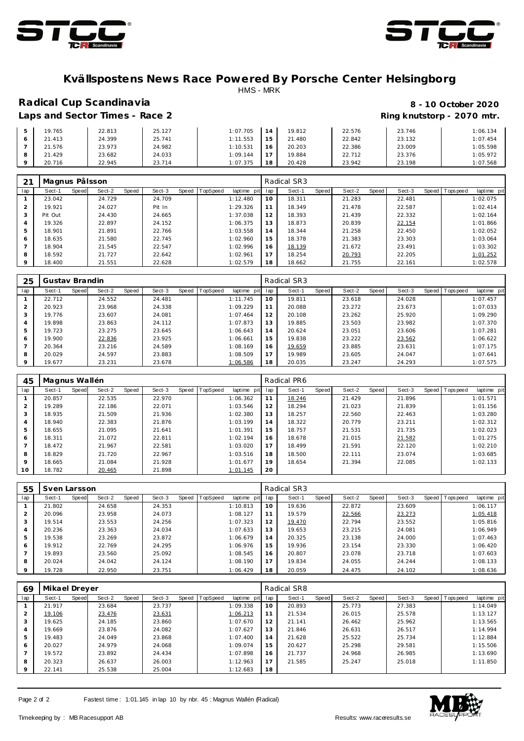# Kvällspostens News Race Powered By Porsche Center Helsingborg

HMS - MRK

## Radical Cup Scandinavia

**8 - 10 October 2020**

**Laps and Sector Times - Race 2**

**Ring knutstorp - 2070 mtr.**

| lap | Sect-1 | Speed | Sect-2 | Speed | Sect-3 | Speed | TopSpeed | laptime pit | lap | Sect-1 | Speed | Sect-2 | Speed | Sect-3 | Speed | Topspeed | laptime pit |
|---|---|---|---|---|---|---|---|---|---|---|---|---|---|---|---|---|---|
| 5 | 19.765 | | 22.813 | | 25.127 | | | 1:07.705 | 14 | 19.812 | | 22.576 | | 23.746 | | | 1:06.134 |
| 6 | 21.413 | | 24.399 | | 25.741 | | | 1:11.553 | 15 | 21.480 | | 22.842 | | 23.132 | | | 1:07.454 |
| 7 | 21.576 | | 23.973 | | 24.982 | | | 1:10.531 | 16 | 20.203 | | 22.386 | | 23.009 | | | 1:05.598 |
| 8 | 21.429 | | 23.682 | | 24.033 | | | 1:09.144 | 17 | 19.884 | | 22.712 | | 23.376 | | | 1:05.972 |
| 9 | 20.716 | | 22.945 | | 23.714 | | | 1:07.375 | 18 | 20.428 | | 23.942 | | 23.198 | | | 1:07.568 |

**21 Magnus Pålsson** — Radical SR3

| lap | Sect-1 | Speed | Sect-2 | Speed | Sect-3 | Speed | TopSpeed | laptime pit | lap | Sect-1 | Speed | Sect-2 | Speed | Sect-3 | Speed | Topspeed | laptime pit |
|---|---|---|---|---|---|---|---|---|---|---|---|---|---|---|---|---|---|
| 1 | 23.042 | | 24.729 | | 24.709 | | | 1:12.480 | 10 | 18.311 | | 21.283 | | 22.481 | | | 1:02.075 |
| 2 | 19.921 | | 24.027 | | Pit In | | | 1:29.326 | 11 | 18.349 | | 21.478 | | 22.587 | | | 1:02.414 |
| 3 | Pit Out | | 24.430 | | 24.665 | | | 1:37.038 | 12 | 18.393 | | 21.439 | | 22.332 | | | 1:02.164 |
| 4 | 19.326 | | 22.897 | | 24.152 | | | 1:06.375 | 13 | 18.873 | | 20.839 | | 22.154 | | | 1:01.866 |
| 5 | 18.901 | | 21.891 | | 22.766 | | | 1:03.558 | 14 | 18.344 | | 21.258 | | 22.450 | | | 1:02.052 |
| 6 | 18.635 | | 21.580 | | 22.745 | | | 1:02.960 | 15 | 18.378 | | 21.383 | | 23.303 | | | 1:03.064 |
| 7 | 18.904 | | 21.545 | | 22.547 | | | 1:02.996 | 16 | 18.139 | | 21.672 | | 23.491 | | | 1:03.302 |
| 8 | 18.592 | | 21.727 | | 22.642 | | | 1:02.961 | 17 | 18.254 | | 20.793 | | 22.205 | | | 1:01.252 |
| 9 | 18.400 | | 21.551 | | 22.628 | | | 1:02.579 | 18 | 18.662 | | 21.755 | | 22.161 | | | 1:02.578 |

**25 Gustav Brandin** — Radical SR3

| lap | Sect-1 | Speed | Sect-2 | Speed | Sect-3 | Speed | TopSpeed | laptime pit | lap | Sect-1 | Speed | Sect-2 | Speed | Sect-3 | Speed | Topspeed | laptime pit |
|---|---|---|---|---|---|---|---|---|---|---|---|---|---|---|---|---|---|
| 1 | 22.712 | | 24.552 | | 24.481 | | | 1:11.745 | 10 | 19.811 | | 23.618 | | 24.028 | | | 1:07.457 |
| 2 | 20.923 | | 23.968 | | 24.338 | | | 1:09.229 | 11 | 20.088 | | 23.272 | | 23.673 | | | 1:07.033 |
| 3 | 19.776 | | 23.607 | | 24.081 | | | 1:07.464 | 12 | 20.108 | | 23.262 | | 25.920 | | | 1:09.290 |
| 4 | 19.898 | | 23.863 | | 24.112 | | | 1:07.873 | 13 | 19.885 | | 23.503 | | 23.982 | | | 1:07.370 |
| 5 | 19.723 | | 23.275 | | 23.645 | | | 1:06.643 | 14 | 20.624 | | 23.051 | | 23.606 | | | 1:07.281 |
| 6 | 19.900 | | 22.836 | | 23.925 | | | 1:06.661 | 15 | 19.838 | | 23.222 | | 23.562 | | | 1:06.622 |
| 7 | 20.364 | | 23.216 | | 24.589 | | | 1:08.169 | 16 | 19.659 | | 23.885 | | 23.631 | | | 1:07.175 |
| 8 | 20.029 | | 24.597 | | 23.883 | | | 1:08.509 | 17 | 19.989 | | 23.605 | | 24.047 | | | 1:07.641 |
| 9 | 19.677 | | 23.231 | | 23.678 | | | 1:06.586 | 18 | 20.035 | | 23.247 | | 24.293 | | | 1:07.575 |

**45 Magnus Wallén** — Radical PR6

| lap | Sect-1 | Speed | Sect-2 | Speed | Sect-3 | Speed | TopSpeed | laptime pit | lap | Sect-1 | Speed | Sect-2 | Speed | Sect-3 | Speed | Topspeed | laptime pit |
|---|---|---|---|---|---|---|---|---|---|---|---|---|---|---|---|---|---|
| 1 | 20.857 | | 22.535 | | 22.970 | | | 1:06.362 | 11 | 18.246 | | 21.429 | | 21.896 | | | 1:01.571 |
| 2 | 19.289 | | 22.186 | | 22.071 | | | 1:03.546 | 12 | 18.294 | | 21.023 | | 21.839 | | | 1:01.156 |
| 3 | 18.935 | | 21.509 | | 21.936 | | | 1:02.380 | 13 | 18.257 | | 22.560 | | 22.463 | | | 1:03.280 |
| 4 | 18.940 | | 22.383 | | 21.876 | | | 1:03.199 | 14 | 18.322 | | 20.779 | | 23.211 | | | 1:02.312 |
| 5 | 18.655 | | 21.095 | | 21.641 | | | 1:01.391 | 15 | 18.757 | | 21.531 | | 21.735 | | | 1:02.023 |
| 6 | 18.311 | | 21.072 | | 22.811 | | | 1:02.194 | 16 | 18.678 | | 21.015 | | 21.582 | | | 1:01.275 |
| 7 | 18.472 | | 21.967 | | 22.581 | | | 1:03.020 | 17 | 18.499 | | 21.591 | | 22.120 | | | 1:02.210 |
| 8 | 18.829 | | 21.720 | | 22.967 | | | 1:03.516 | 18 | 18.500 | | 22.111 | | 23.074 | | | 1:03.685 |
| 9 | 18.665 | | 21.084 | | 21.928 | | | 1:01.677 | 19 | 18.654 | | 21.394 | | 22.085 | | | 1:02.133 |
| 10 | 18.782 | | 20.465 | | 21.898 | | | 1:01.145 | 20 | | | | | | | | |

**55 Sven Larsson** — Radical SR3

| lap | Sect-1 | Speed | Sect-2 | Speed | Sect-3 | Speed | TopSpeed | laptime pit | lap | Sect-1 | Speed | Sect-2 | Speed | Sect-3 | Speed | Topspeed | laptime pit |
|---|---|---|---|---|---|---|---|---|---|---|---|---|---|---|---|---|---|
| 1 | 21.802 | | 24.658 | | 24.353 | | | 1:10.813 | 10 | 19.636 | | 22.872 | | 23.609 | | | 1:06.117 |
| 2 | 20.096 | | 23.958 | | 24.073 | | | 1:08.127 | 11 | 19.579 | | 22.566 | | 23.273 | | | 1:05.418 |
| 3 | 19.514 | | 23.553 | | 24.256 | | | 1:07.323 | 12 | 19.470 | | 22.794 | | 23.552 | | | 1:05.816 |
| 4 | 20.236 | | 23.363 | | 24.034 | | | 1:07.633 | 13 | 19.653 | | 23.215 | | 24.081 | | | 1:06.949 |
| 5 | 19.538 | | 23.269 | | 23.872 | | | 1:06.679 | 14 | 20.325 | | 23.138 | | 24.000 | | | 1:07.463 |
| 6 | 19.912 | | 22.769 | | 24.295 | | | 1:06.976 | 15 | 19.936 | | 23.154 | | 23.330 | | | 1:06.420 |
| 7 | 19.893 | | 23.560 | | 25.092 | | | 1:08.545 | 16 | 20.807 | | 23.078 | | 23.718 | | | 1:07.603 |
| 8 | 20.024 | | 24.042 | | 24.124 | | | 1:08.190 | 17 | 19.834 | | 24.055 | | 24.244 | | | 1:08.133 |
| 9 | 19.728 | | 22.950 | | 23.751 | | | 1:06.429 | 18 | 20.059 | | 24.475 | | 24.102 | | | 1:08.636 |

**69 Mikael Dreyer** — Radical SR8

| lap | Sect-1 | Speed | Sect-2 | Speed | Sect-3 | Speed | TopSpeed | laptime pit | lap | Sect-1 | Speed | Sect-2 | Speed | Sect-3 | Speed | Topspeed | laptime pit |
|---|---|---|---|---|---|---|---|---|---|---|---|---|---|---|---|---|---|
| 1 | 21.917 | | 23.684 | | 23.737 | | | 1:09.338 | 10 | 20.893 | | 25.773 | | 27.383 | | | 1:14.049 |
| 2 | 19.106 | | 23.476 | | 23.631 | | | 1:06.213 | 11 | 21.534 | | 26.015 | | 25.578 | | | 1:13.127 |
| 3 | 19.625 | | 24.185 | | 23.860 | | | 1:07.670 | 12 | 21.141 | | 26.462 | | 25.962 | | | 1:13.565 |
| 4 | 19.669 | | 23.876 | | 24.082 | | | 1:07.627 | 13 | 21.846 | | 26.631 | | 26.517 | | | 1:14.994 |
| 5 | 19.483 | | 24.049 | | 23.868 | | | 1:07.400 | 14 | 21.628 | | 25.522 | | 25.734 | | | 1:12.884 |
| 6 | 20.027 | | 24.979 | | 24.068 | | | 1:09.074 | 15 | 20.627 | | 25.298 | | 29.581 | | | 1:15.506 |
| 7 | 19.572 | | 23.892 | | 24.434 | | | 1:07.898 | 16 | 21.737 | | 24.968 | | 26.985 | | | 1:13.690 |
| 8 | 20.323 | | 26.637 | | 26.003 | | | 1:12.963 | 17 | 21.585 | | 25.247 | | 25.018 | | | 1:11.850 |
| 9 | 22.141 | | 25.538 | | 25.004 | | | 1:12.683 | 18 | | | | | | | | |

Fastest time : 1:01.145 in lap 10 by nbr. 45 : Magnus Wallén (Radical)

Timekeeping by : MB Racesupport AB

Results: www.raceresults.se